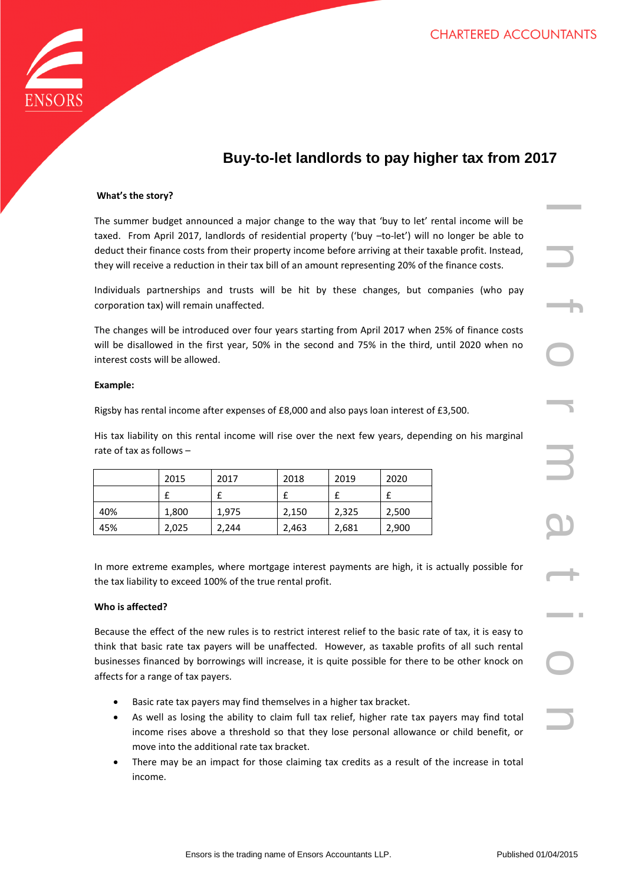CHARTERED ACCOUNTANTS

# Buy-to-let landlords to pay higher tax from 2017

**What's the story?**

The summer budget announced a major change to the way that 'buy to let' rental income will be taxed. From April 2017, landlords of residential property ('buy –to-let') will no longer be able to deduct their finance costs from their property income before arriving at their taxable profit. Instead, they will receive a reduction in their tax bill of an amount representing 20% of the finance costs.

Individuals partnerships and trusts will be hit by these changes, but companies (who pay corporation tax) will remain unaffected.

The changes will be introduced over four years starting from April 2017 when 25% of finance costs will be disallowed in the first year, 50% in the second and 75% in the third, until 2020 when no interest costs will be allowed.

**Example:**

Rigsby has rental income after expenses of £8,000 and also pays loan interest of £3,500.

His tax liability on this rental income will rise over the next few years, depending on his marginal rate of tax as follows –

| | 2015 | 2017 | 2018 | 2019 | 2020 |
|---|---|---|---|---|---|
| | £ | £ | £ | £ | £ |
| 40% | 1,800 | 1,975 | 2,150 | 2,325 | 2,500 |
| 45% | 2,025 | 2,244 | 2,463 | 2,681 | 2,900 |

In more extreme examples, where mortgage interest payments are high, it is actually possible for the tax liability to exceed 100% of the true rental profit.

**Who is affected?**

Because the effect of the new rules is to restrict interest relief to the basic rate of tax, it is easy to think that basic rate tax payers will be unaffected. However, as taxable profits of all such rental businesses financed by borrowings will increase, it is quite possible for there to be other knock on affects for a range of tax payers.

- Basic rate tax payers may find themselves in a higher tax bracket.
- As well as losing the ability to claim full tax relief, higher rate tax payers may find total income rises above a threshold so that they lose personal allowance or child benefit, or move into the additional rate tax bracket.
- There may be an impact for those claiming tax credits as a result of the increase in total income.

Ensors is the trading name of Ensors Accountants LLP. Published 01/04/2015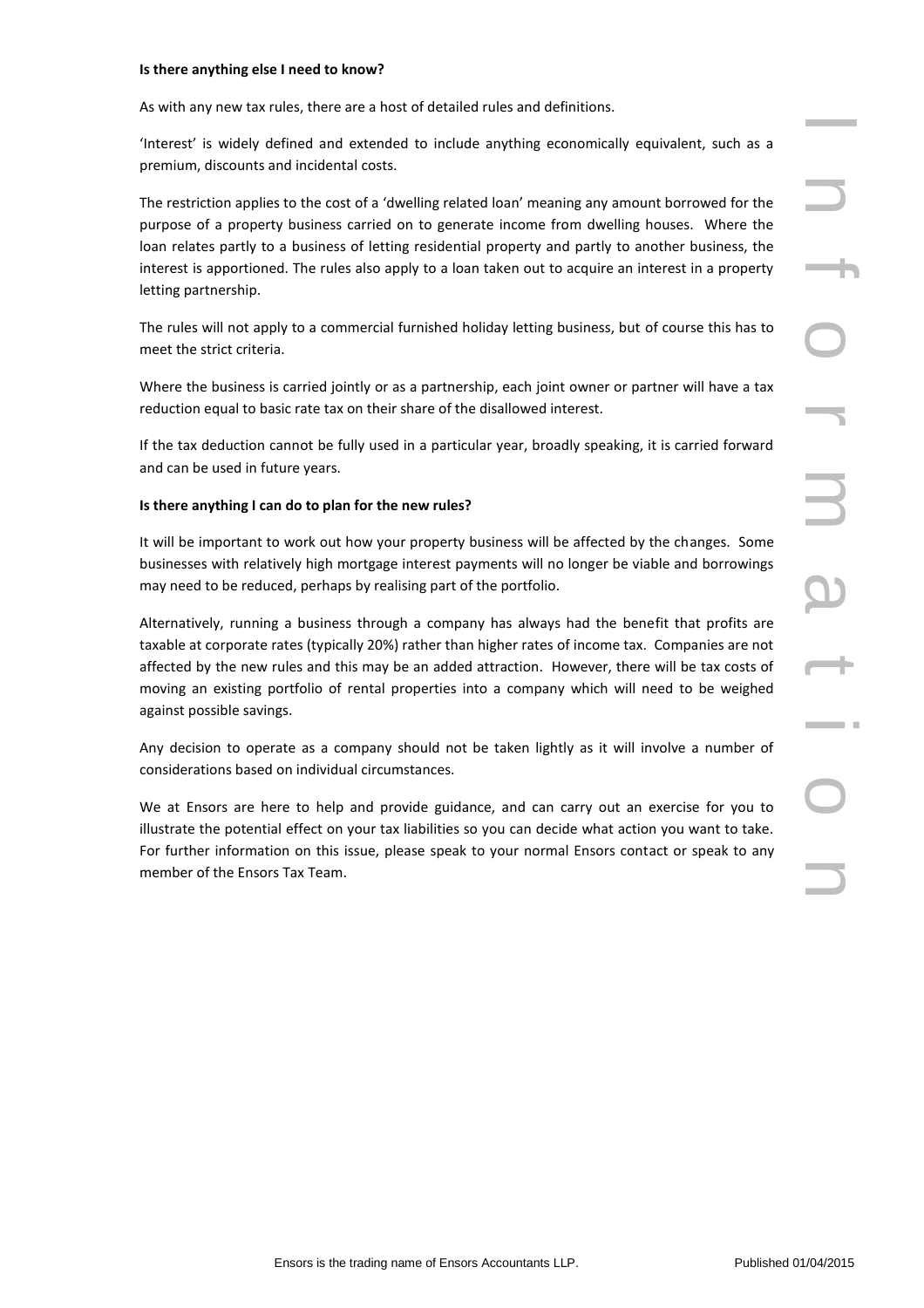**Is there anything else I need to know?**

As with any new tax rules, there are a host of detailed rules and definitions.

'Interest' is widely defined and extended to include anything economically equivalent, such as a premium, discounts and incidental costs.

The restriction applies to the cost of a 'dwelling related loan' meaning any amount borrowed for the purpose of a property business carried on to generate income from dwelling houses. Where the loan relates partly to a business of letting residential property and partly to another business, the interest is apportioned. The rules also apply to a loan taken out to acquire an interest in a property letting partnership.

The rules will not apply to a commercial furnished holiday letting business, but of course this has to meet the strict criteria.

Where the business is carried jointly or as a partnership, each joint owner or partner will have a tax reduction equal to basic rate tax on their share of the disallowed interest.

If the tax deduction cannot be fully used in a particular year, broadly speaking, it is carried forward and can be used in future years.

**Is there anything I can do to plan for the new rules?**

It will be important to work out how your property business will be affected by the changes. Some businesses with relatively high mortgage interest payments will no longer be viable and borrowings may need to be reduced, perhaps by realising part of the portfolio.

Alternatively, running a business through a company has always had the benefit that profits are taxable at corporate rates (typically 20%) rather than higher rates of income tax. Companies are not affected by the new rules and this may be an added attraction. However, there will be tax costs of moving an existing portfolio of rental properties into a company which will need to be weighed against possible savings.

Any decision to operate as a company should not be taken lightly as it will involve a number of considerations based on individual circumstances.

We at Ensors are here to help and provide guidance, and can carry out an exercise for you to illustrate the potential effect on your tax liabilities so you can decide what action you want to take. For further information on this issue, please speak to your normal Ensors contact or speak to any member of the Ensors Tax Team.

Ensors is the trading name of Ensors Accountants LLP.

Published 01/04/2015